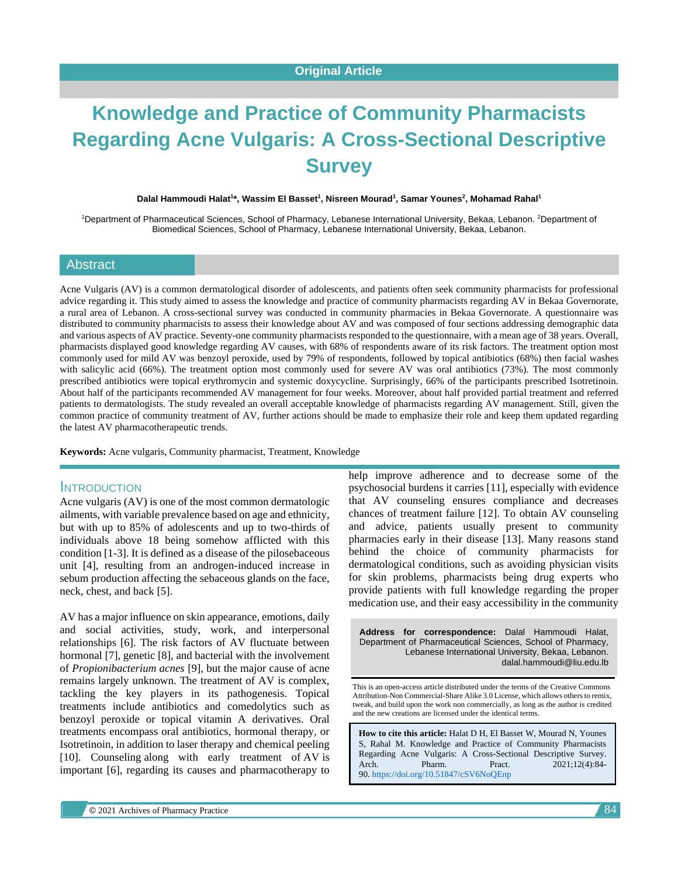Original Article

# Knowledge and Practice of Community Pharmacists Regarding Acne Vulgaris: A Cross-Sectional Descriptive Survey

**Dalal Hammoudi Halat[1]*, Wassim El Basset[1], Nisreen Mourad[1], Samar Younes[2], Mohamad Rahal[1]**

[1]Department of Pharmaceutical Sciences, School of Pharmacy, Lebanese International University, Bekaa, Lebanon. [2]Department of Biomedical Sciences, School of Pharmacy, Lebanese International University, Bekaa, Lebanon.

## Abstract

Acne Vulgaris (AV) is a common dermatological disorder of adolescents, and patients often seek community pharmacists for professional advice regarding it. This study aimed to assess the knowledge and practice of community pharmacists regarding AV in Bekaa Governorate, a rural area of Lebanon. A cross-sectional survey was conducted in community pharmacies in Bekaa Governorate. A questionnaire was distributed to community pharmacists to assess their knowledge about AV and was composed of four sections addressing demographic data and various aspects of AV practice. Seventy-one community pharmacists responded to the questionnaire, with a mean age of 38 years. Overall, pharmacists displayed good knowledge regarding AV causes, with 68% of respondents aware of its risk factors. The treatment option most commonly used for mild AV was benzoyl peroxide, used by 79% of respondents, followed by topical antibiotics (68%) then facial washes with salicylic acid (66%). The treatment option most commonly used for severe AV was oral antibiotics (73%). The most commonly prescribed antibiotics were topical erythromycin and systemic doxycycline. Surprisingly, 66% of the participants prescribed Isotretinoin. About half of the participants recommended AV management for four weeks. Moreover, about half provided partial treatment and referred patients to dermatologists. The study revealed an overall acceptable knowledge of pharmacists regarding AV management. Still, given the common practice of community treatment of AV, further actions should be made to emphasize their role and keep them updated regarding the latest AV pharmacotherapeutic trends.

**Keywords:** Acne vulgaris, Community pharmacist, Treatment, Knowledge

## Introduction

Acne vulgaris (AV) is one of the most common dermatologic ailments, with variable prevalence based on age and ethnicity, but with up to 85% of adolescents and up to two-thirds of individuals above 18 being somehow afflicted with this condition [1-3]. It is defined as a disease of the pilosebaceous unit [4], resulting from an androgen-induced increase in sebum production affecting the sebaceous glands on the face, neck, chest, and back [5].

AV has a major influence on skin appearance, emotions, daily and social activities, study, work, and interpersonal relationships [6]. The risk factors of AV fluctuate between hormonal [7], genetic [8], and bacterial with the involvement of *Propionibacterium acnes* [9], but the major cause of acne remains largely unknown. The treatment of AV is complex, tackling the key players in its pathogenesis. Topical treatments include antibiotics and comedolytics such as benzoyl peroxide or topical vitamin A derivatives. Oral treatments encompass oral antibiotics, hormonal therapy, or Isotretinoin, in addition to laser therapy and chemical peeling [10]. Counseling along with early treatment of AV is important [6], regarding its causes and pharmacotherapy to help improve adherence and to decrease some of the psychosocial burdens it carries [11], especially with evidence that AV counseling ensures compliance and decreases chances of treatment failure [12]. To obtain AV counseling and advice, patients usually present to community pharmacies early in their disease [13]. Many reasons stand behind the choice of community pharmacists for dermatological conditions, such as avoiding physician visits for skin problems, pharmacists being drug experts who provide patients with full knowledge regarding the proper medication use, and their easy accessibility in the community

**Address for correspondence:** Dalal Hammoudi Halat, Department of Pharmaceutical Sciences, School of Pharmacy, Lebanese International University, Bekaa, Lebanon. dalal.hammoudi@liu.edu.lb

This is an open-access article distributed under the terms of the Creative Commons Attribution-Non Commercial-Share Alike 3.0 License, which allows others to remix, tweak, and build upon the work non commercially, as long as the author is credited and the new creations are licensed under the identical terms.

**How to cite this article:** Halat D H, El Basset W, Mourad N, Younes S, Rahal M. Knowledge and Practice of Community Pharmacists Regarding Acne Vulgaris: A Cross-Sectional Descriptive Survey. Arch. Pharm. Pract. 2021;12(4):84-90. https://doi.org/10.51847/cSV6NoQEnp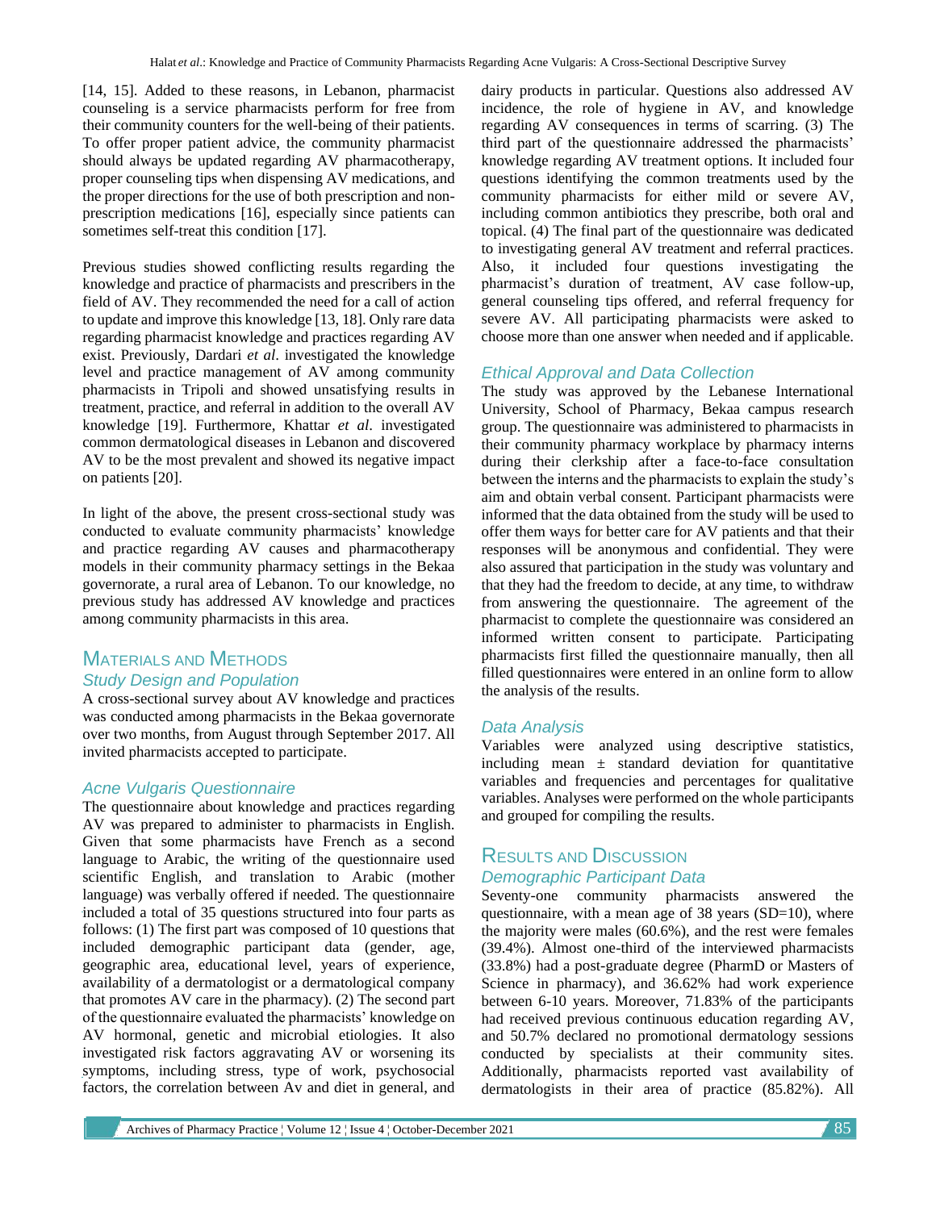[14, 15]. Added to these reasons, in Lebanon, pharmacist counseling is a service pharmacists perform for free from their community counters for the well-being of their patients. To offer proper patient advice, the community pharmacist should always be updated regarding AV pharmacotherapy, proper counseling tips when dispensing AV medications, and the proper directions for the use of both prescription and non-prescription medications [16], especially since patients can sometimes self-treat this condition [17].

Previous studies showed conflicting results regarding the knowledge and practice of pharmacists and prescribers in the field of AV. They recommended the need for a call of action to update and improve this knowledge [13, 18]. Only rare data regarding pharmacist knowledge and practices regarding AV exist. Previously, Dardari *et al*. investigated the knowledge level and practice management of AV among community pharmacists in Tripoli and showed unsatisfying results in treatment, practice, and referral in addition to the overall AV knowledge [19]. Furthermore, Khattar *et al*. investigated common dermatological diseases in Lebanon and discovered AV to be the most prevalent and showed its negative impact on patients [20].

In light of the above, the present cross-sectional study was conducted to evaluate community pharmacists' knowledge and practice regarding AV causes and pharmacotherapy models in their community pharmacy settings in the Bekaa governorate, a rural area of Lebanon. To our knowledge, no previous study has addressed AV knowledge and practices among community pharmacists in this area.

## Materials and Methods

### Study Design and Population

A cross-sectional survey about AV knowledge and practices was conducted among pharmacists in the Bekaa governorate over two months, from August through September 2017. All invited pharmacists accepted to participate.

### Acne Vulgaris Questionnaire

The questionnaire about knowledge and practices regarding AV was prepared to administer to pharmacists in English. Given that some pharmacists have French as a second language to Arabic, the writing of the questionnaire used scientific English, and translation to Arabic (mother language) was verbally offered if needed. The questionnaire included a total of 35 questions structured into four parts as follows: (1) The first part was composed of 10 questions that included demographic participant data (gender, age, geographic area, educational level, years of experience, availability of a dermatologist or a dermatological company that promotes AV care in the pharmacy). (2) The second part of the questionnaire evaluated the pharmacists' knowledge on AV hormonal, genetic and microbial etiologies. It also investigated risk factors aggravating AV or worsening its symptoms, including stress, type of work, psychosocial factors, the correlation between Av and diet in general, and dairy products in particular. Questions also addressed AV incidence, the role of hygiene in AV, and knowledge regarding AV consequences in terms of scarring. (3) The third part of the questionnaire addressed the pharmacists' knowledge regarding AV treatment options. It included four questions identifying the common treatments used by the community pharmacists for either mild or severe AV, including common antibiotics they prescribe, both oral and topical. (4) The final part of the questionnaire was dedicated to investigating general AV treatment and referral practices. Also, it included four questions investigating the pharmacist's duration of treatment, AV case follow-up, general counseling tips offered, and referral frequency for severe AV. All participating pharmacists were asked to choose more than one answer when needed and if applicable.

### Ethical Approval and Data Collection

The study was approved by the Lebanese International University, School of Pharmacy, Bekaa campus research group. The questionnaire was administered to pharmacists in their community pharmacy workplace by pharmacy interns during their clerkship after a face-to-face consultation between the interns and the pharmacists to explain the study's aim and obtain verbal consent. Participant pharmacists were informed that the data obtained from the study will be used to offer them ways for better care for AV patients and that their responses will be anonymous and confidential. They were also assured that participation in the study was voluntary and that they had the freedom to decide, at any time, to withdraw from answering the questionnaire. The agreement of the pharmacist to complete the questionnaire was considered an informed written consent to participate. Participating pharmacists first filled the questionnaire manually, then all filled questionnaires were entered in an online form to allow the analysis of the results.

### Data Analysis

Variables were analyzed using descriptive statistics, including mean ± standard deviation for quantitative variables and frequencies and percentages for qualitative variables. Analyses were performed on the whole participants and grouped for compiling the results.

## Results and Discussion

### Demographic Participant Data

Seventy-one community pharmacists answered the questionnaire, with a mean age of 38 years (SD=10), where the majority were males (60.6%), and the rest were females (39.4%). Almost one-third of the interviewed pharmacists (33.8%) had a post-graduate degree (PharmD or Masters of Science in pharmacy), and 36.62% had work experience between 6-10 years. Moreover, 71.83% of the participants had received previous continuous education regarding AV, and 50.7% declared no promotional dermatology sessions conducted by specialists at their community sites. Additionally, pharmacists reported vast availability of dermatologists in their area of practice (85.82%). All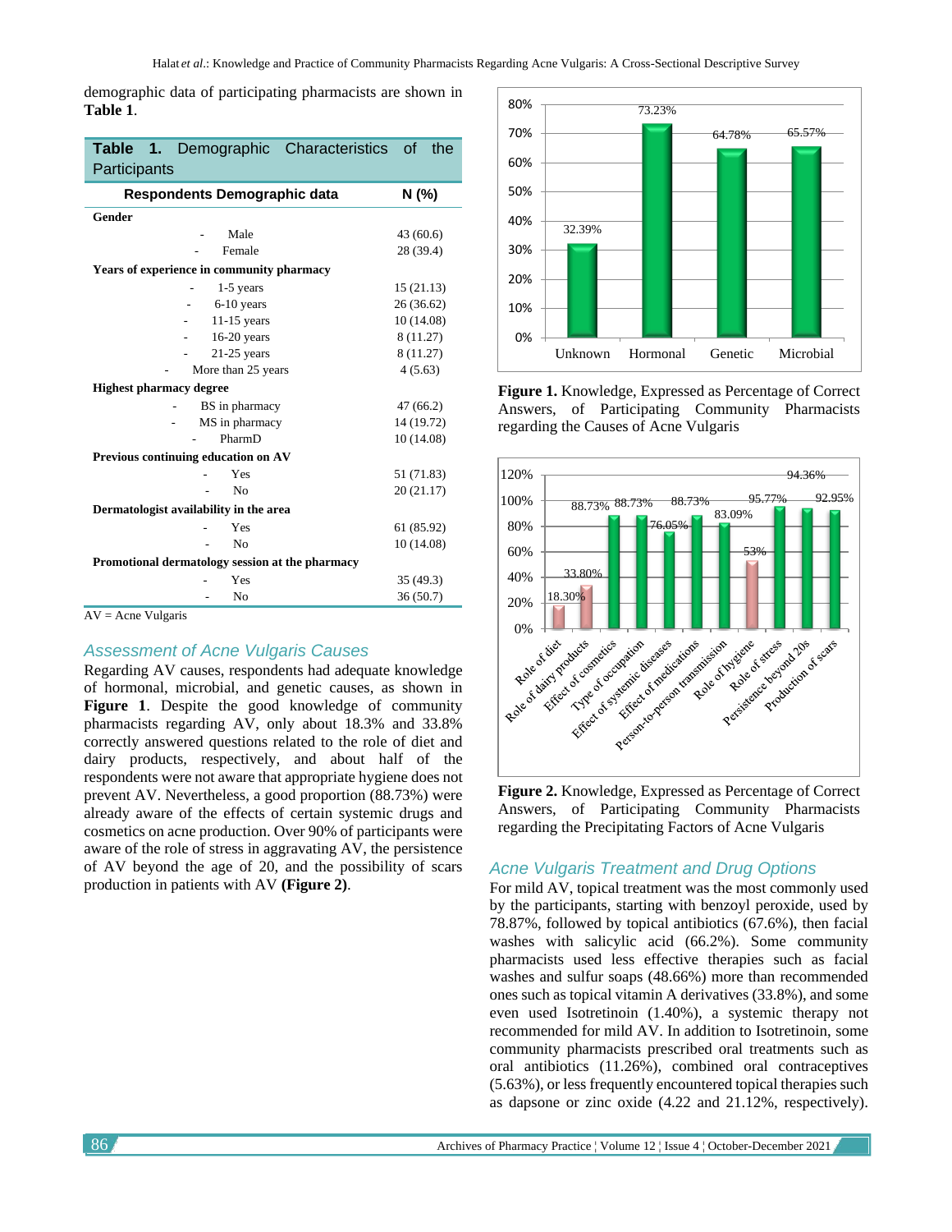demographic data of participating pharmacists are shown in **Table 1**.

**Table 1.** Demographic Characteristics of the Participants

| Respondents Demographic data | N (%) |
|---|---|
| **Gender** | |
| - Male | 43 (60.6) |
| - Female | 28 (39.4) |
| **Years of experience in community pharmacy** | |
| - 1-5 years | 15 (21.13) |
| - 6-10 years | 26 (36.62) |
| - 11-15 years | 10 (14.08) |
| - 16-20 years | 8 (11.27) |
| - 21-25 years | 8 (11.27) |
| - More than 25 years | 4 (5.63) |
| **Highest pharmacy degree** | |
| - BS in pharmacy | 47 (66.2) |
| - MS in pharmacy | 14 (19.72) |
| - PharmD | 10 (14.08) |
| **Previous continuing education on AV** | |
| - Yes | 51 (71.83) |
| - No | 20 (21.17) |
| **Dermatologist availability in the area** | |
| - Yes | 61 (85.92) |
| - No | 10 (14.08) |
| **Promotional dermatology session at the pharmacy** | |
| - Yes | 35 (49.3) |
| - No | 36 (50.7) |

AV = Acne Vulgaris

### *Assessment of Acne Vulgaris Causes*

Regarding AV causes, respondents had adequate knowledge of hormonal, microbial, and genetic causes, as shown in **Figure 1**. Despite the good knowledge of community pharmacists regarding AV, only about 18.3% and 33.8% correctly answered questions related to the role of diet and dairy products, respectively, and about half of the respondents were not aware that appropriate hygiene does not prevent AV. Nevertheless, a good proportion (88.73%) were already aware of the effects of certain systemic drugs and cosmetics on acne production. Over 90% of participants were aware of the role of stress in aggravating AV, the persistence of AV beyond the age of 20, and the possibility of scars production in patients with AV **(Figure 2)**.

**Figure 1.** Knowledge, Expressed as Percentage of Correct Answers, of Participating Community Pharmacists regarding the Causes of Acne Vulgaris

**Figure 2.** Knowledge, Expressed as Percentage of Correct Answers, of Participating Community Pharmacists regarding the Precipitating Factors of Acne Vulgaris

### *Acne Vulgaris Treatment and Drug Options*

For mild AV, topical treatment was the most commonly used by the participants, starting with benzoyl peroxide, used by 78.87%, followed by topical antibiotics (67.6%), then facial washes with salicylic acid (66.2%). Some community pharmacists used less effective therapies such as facial washes and sulfur soaps (48.66%) more than recommended ones such as topical vitamin A derivatives (33.8%), and some even used Isotretinoin (1.40%), a systemic therapy not recommended for mild AV. In addition to Isotretinoin, some community pharmacists prescribed oral treatments such as oral antibiotics (11.26%), combined oral contraceptives (5.63%), or less frequently encountered topical therapies such as dapsone or zinc oxide (4.22 and 21.12%, respectively).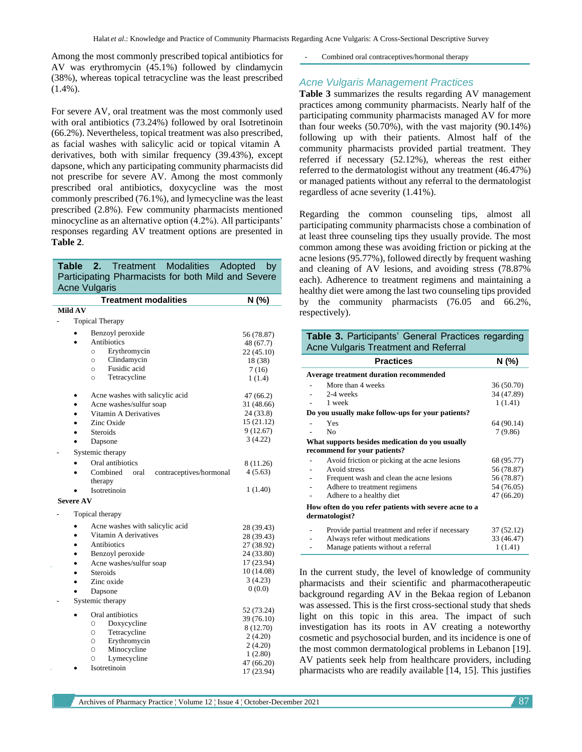Among the most commonly prescribed topical antibiotics for AV was erythromycin (45.1%) followed by clindamycin (38%), whereas topical tetracycline was the least prescribed (1.4%).

For severe AV, oral treatment was the most commonly used with oral antibiotics (73.24%) followed by oral Isotretinoin (66.2%). Nevertheless, topical treatment was also prescribed, as facial washes with salicylic acid or topical vitamin A derivatives, both with similar frequency (39.43%), except dapsone, which any participating community pharmacists did not prescribe for severe AV. Among the most commonly prescribed oral antibiotics, doxycycline was the most commonly prescribed (76.1%), and lymecycline was the least prescribed (2.8%). Few community pharmacists mentioned minocycline as an alternative option (4.2%). All participants' responses regarding AV treatment options are presented in **Table 2**.

**Table 2.** Treatment Modalities Adopted by Participating Pharmacists for both Mild and Severe Acne Vulgaris

| Treatment modalities | N (%) |
|---|---|
| **Mild AV** | |
| - Topical Therapy | |
| • Benzoyl peroxide | 56 (78.87) |
| • Antibiotics | 48 (67.7) |
| ○ Erythromycin | 22 (45.10) |
| ○ Clindamycin | 18 (38) |
| ○ Fusidic acid | 7 (16) |
| ○ Tetracycline | 1 (1.4) |
| • Acne washes with salicylic acid | 47 (66.2) |
| • Acne washes/sulfur soap | 31 (48.66) |
| • Vitamin A Derivatives | 24 (33.8) |
| • Zinc Oxide | 15 (21.12) |
| • Steroids | 9 (12.67) |
| • Dapsone | 3 (4.22) |
| - Systemic therapy | |
| • Oral antibiotics | 8 (11.26) |
| • Combined oral contraceptives/hormonal therapy | 4 (5.63) |
| • Isotretinoin | 1 (1.40) |
| **Severe AV** | |
| - Topical therapy | |
| • Acne washes with salicylic acid | 28 (39.43) |
| • Vitamin A derivatives | 28 (39.43) |
| • Antibiotics | 27 (38.92) |
| • Benzoyl peroxide | 24 (33.80) |
| • Acne washes/sulfur soap | 17 (23.94) |
| • Steroids | 10 (14.08) |
| • Zinc oxide | 3 (4.23) |
| • Dapsone | 0 (0.0) |
| - Systemic therapy | |
| • Oral antibiotics | 52 (73.24) |
| ○ Doxycycline | 39 (76.10) |
| ○ Tetracycline | 8 (12.70) |
| ○ Erythromycin | 2 (4.20) |
| ○ Minocycline | 2 (4.20) |
| ○ Lymecycline | 1 (2.80) |
| • Isotretinoin | 47 (66.20) |
| - Combined oral contraceptives/hormonal therapy | 17 (23.94) |

## Acne Vulgaris Management Practices

**Table 3** summarizes the results regarding AV management practices among community pharmacists. Nearly half of the participating community pharmacists managed AV for more than four weeks (50.70%), with the vast majority (90.14%) following up with their patients. Almost half of the community pharmacists provided partial treatment. They referred if necessary (52.12%), whereas the rest either referred to the dermatologist without any treatment (46.47%) or managed patients without any referral to the dermatologist regardless of acne severity (1.41%).

Regarding the common counseling tips, almost all participating community pharmacists chose a combination of at least three counseling tips they usually provide. The most common among these was avoiding friction or picking at the acne lesions (95.77%), followed directly by frequent washing and cleaning of AV lesions, and avoiding stress (78.87% each). Adherence to treatment regimens and maintaining a healthy diet were among the last two counseling tips provided by the community pharmacists (76.05 and 66.2%, respectively).

**Table 3.** Participants' General Practices regarding Acne Vulgaris Treatment and Referral

| Practices | N (%) |
|---|---|
| **Average treatment duration recommended** | |
| - More than 4 weeks | 36 (50.70) |
| - 2-4 weeks | 34 (47.89) |
| - 1 week | 1 (1.41) |
| **Do you usually make follow-ups for your patients?** | |
| - Yes | 64 (90.14) |
| - No | 7 (9.86) |
| **What supports besides medication do you usually recommend for your patients?** | |
| - Avoid friction or picking at the acne lesions | 68 (95.77) |
| - Avoid stress | 56 (78.87) |
| - Frequent wash and clean the acne lesions | 56 (78.87) |
| - Adhere to treatment regimens | 54 (76.05) |
| - Adhere to a healthy diet | 47 (66.20) |
| **How often do you refer patients with severe acne to a dermatologist?** | |
| - Provide partial treatment and refer if necessary | 37 (52.12) |
| - Always refer without medications | 33 (46.47) |
| - Manage patients without a referral | 1 (1.41) |

In the current study, the level of knowledge of community pharmacists and their scientific and pharmacotherapeutic background regarding AV in the Bekaa region of Lebanon was assessed. This is the first cross-sectional study that sheds light on this topic in this area. The impact of such investigation has its roots in AV creating a noteworthy cosmetic and psychosocial burden, and its incidence is one of the most common dermatological problems in Lebanon [19]. AV patients seek help from healthcare providers, including pharmacists who are readily available [14, 15]. This justifies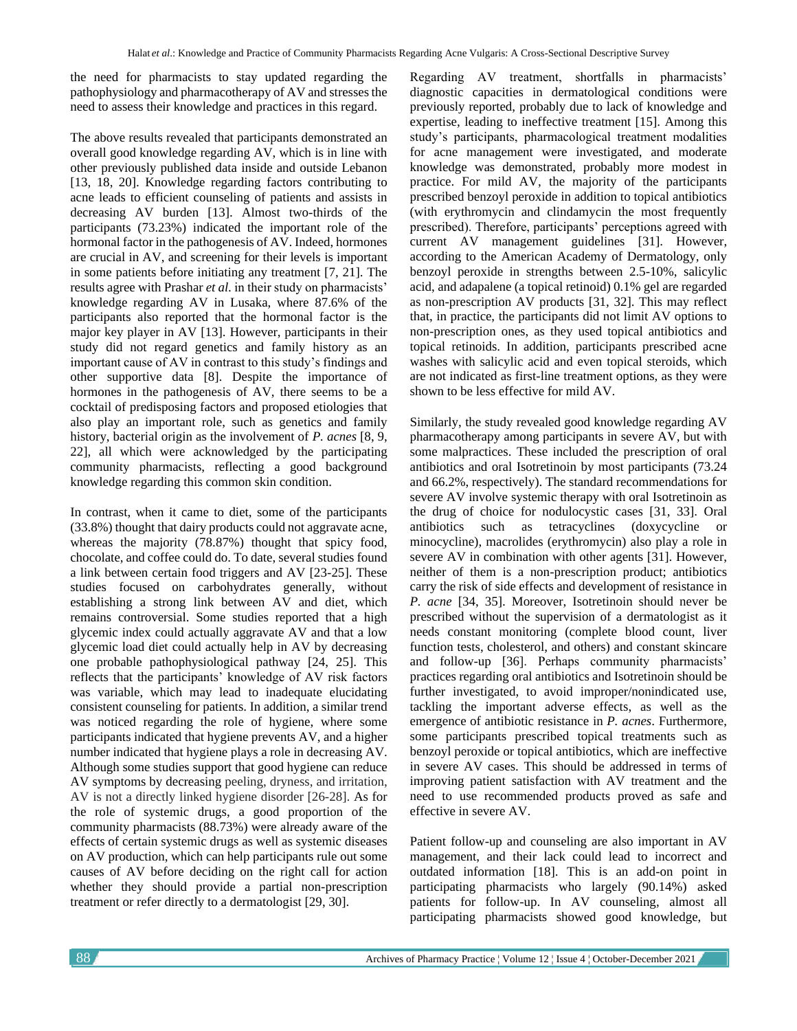the need for pharmacists to stay updated regarding the pathophysiology and pharmacotherapy of AV and stresses the need to assess their knowledge and practices in this regard.

The above results revealed that participants demonstrated an overall good knowledge regarding AV, which is in line with other previously published data inside and outside Lebanon [13, 18, 20]. Knowledge regarding factors contributing to acne leads to efficient counseling of patients and assists in decreasing AV burden [13]. Almost two-thirds of the participants (73.23%) indicated the important role of the hormonal factor in the pathogenesis of AV. Indeed, hormones are crucial in AV, and screening for their levels is important in some patients before initiating any treatment [7, 21]. The results agree with Prashar *et al.* in their study on pharmacists' knowledge regarding AV in Lusaka, where 87.6% of the participants also reported that the hormonal factor is the major key player in AV [13]. However, participants in their study did not regard genetics and family history as an important cause of AV in contrast to this study's findings and other supportive data [8]. Despite the importance of hormones in the pathogenesis of AV, there seems to be a cocktail of predisposing factors and proposed etiologies that also play an important role, such as genetics and family history, bacterial origin as the involvement of *P. acnes* [8, 9, 22], all which were acknowledged by the participating community pharmacists, reflecting a good background knowledge regarding this common skin condition.

In contrast, when it came to diet, some of the participants (33.8%) thought that dairy products could not aggravate acne, whereas the majority (78.87%) thought that spicy food, chocolate, and coffee could do. To date, several studies found a link between certain food triggers and AV [23-25]. These studies focused on carbohydrates generally, without establishing a strong link between AV and diet, which remains controversial. Some studies reported that a high glycemic index could actually aggravate AV and that a low glycemic load diet could actually help in AV by decreasing one probable pathophysiological pathway [24, 25]. This reflects that the participants' knowledge of AV risk factors was variable, which may lead to inadequate elucidating consistent counseling for patients. In addition, a similar trend was noticed regarding the role of hygiene, where some participants indicated that hygiene prevents AV, and a higher number indicated that hygiene plays a role in decreasing AV. Although some studies support that good hygiene can reduce AV symptoms by decreasing peeling, dryness, and irritation, AV is not a directly linked hygiene disorder [26-28]. As for the role of systemic drugs, a good proportion of the community pharmacists (88.73%) were already aware of the effects of certain systemic drugs as well as systemic diseases on AV production, which can help participants rule out some causes of AV before deciding on the right call for action whether they should provide a partial non-prescription treatment or refer directly to a dermatologist [29, 30].

Regarding AV treatment, shortfalls in pharmacists' diagnostic capacities in dermatological conditions were previously reported, probably due to lack of knowledge and expertise, leading to ineffective treatment [15]. Among this study's participants, pharmacological treatment modalities for acne management were investigated, and moderate knowledge was demonstrated, probably more modest in practice. For mild AV, the majority of the participants prescribed benzoyl peroxide in addition to topical antibiotics (with erythromycin and clindamycin the most frequently prescribed). Therefore, participants' perceptions agreed with current AV management guidelines [31]. However, according to the American Academy of Dermatology, only benzoyl peroxide in strengths between 2.5-10%, salicylic acid, and adapalene (a topical retinoid) 0.1% gel are regarded as non-prescription AV products [31, 32]. This may reflect that, in practice, the participants did not limit AV options to non-prescription ones, as they used topical antibiotics and topical retinoids. In addition, participants prescribed acne washes with salicylic acid and even topical steroids, which are not indicated as first-line treatment options, as they were shown to be less effective for mild AV.

Similarly, the study revealed good knowledge regarding AV pharmacotherapy among participants in severe AV, but with some malpractices. These included the prescription of oral antibiotics and oral Isotretinoin by most participants (73.24 and 66.2%, respectively). The standard recommendations for severe AV involve systemic therapy with oral Isotretinoin as the drug of choice for nodulocystic cases [31, 33]. Oral antibiotics such as tetracyclines (doxycycline or minocycline), macrolides (erythromycin) also play a role in severe AV in combination with other agents [31]. However, neither of them is a non-prescription product; antibiotics carry the risk of side effects and development of resistance in *P. acne* [34, 35]. Moreover, Isotretinoin should never be prescribed without the supervision of a dermatologist as it needs constant monitoring (complete blood count, liver function tests, cholesterol, and others) and constant skincare and follow-up [36]. Perhaps community pharmacists' practices regarding oral antibiotics and Isotretinoin should be further investigated, to avoid improper/nonindicated use, tackling the important adverse effects, as well as the emergence of antibiotic resistance in *P. acnes*. Furthermore, some participants prescribed topical treatments such as benzoyl peroxide or topical antibiotics, which are ineffective in severe AV cases. This should be addressed in terms of improving patient satisfaction with AV treatment and the need to use recommended products proved as safe and effective in severe AV.

Patient follow-up and counseling are also important in AV management, and their lack could lead to incorrect and outdated information [18]. This is an add-on point in participating pharmacists who largely (90.14%) asked patients for follow-up. In AV counseling, almost all participating pharmacists showed good knowledge, but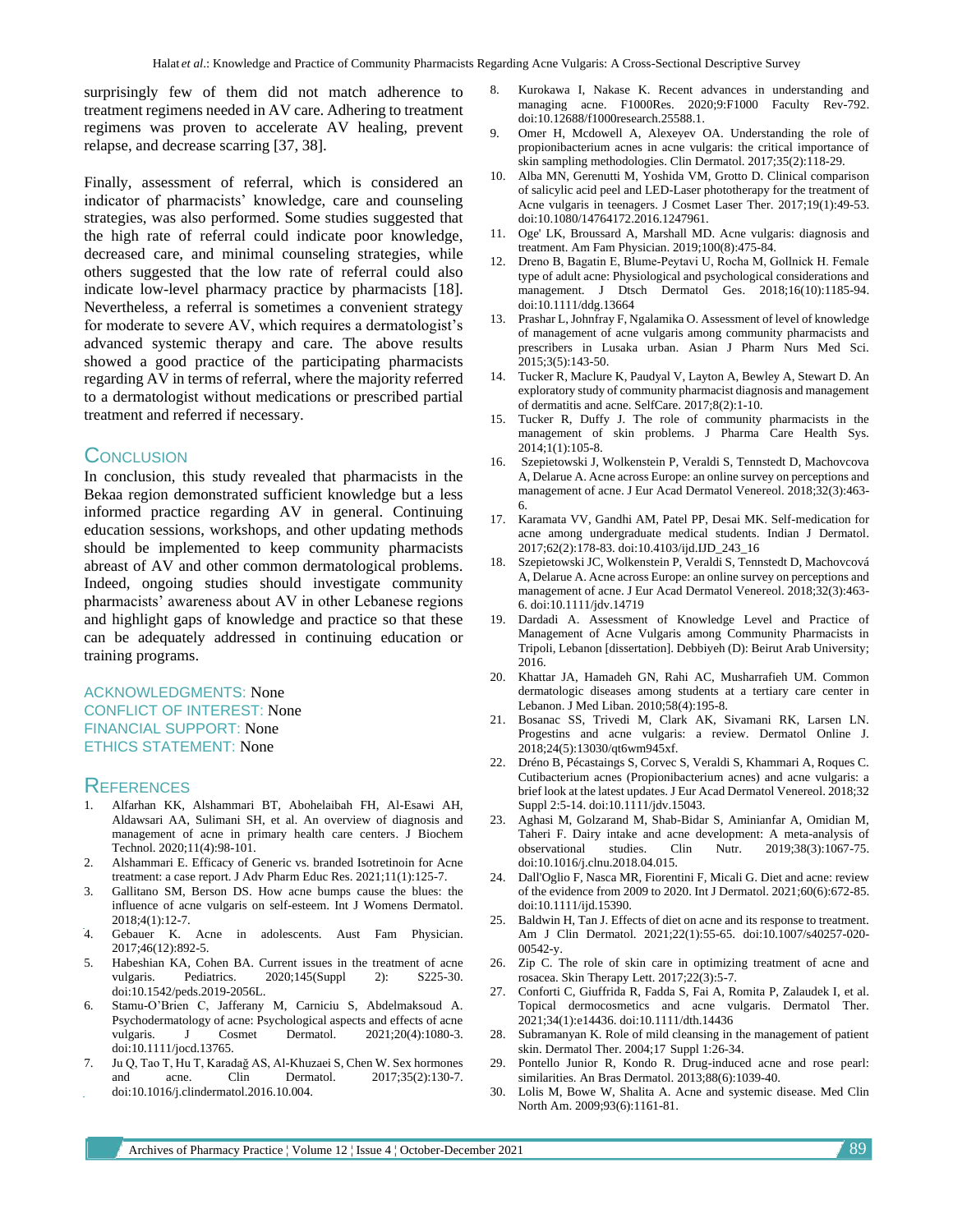surprisingly few of them did not match adherence to treatment regimens needed in AV care. Adhering to treatment regimens was proven to accelerate AV healing, prevent relapse, and decrease scarring [37, 38].

Finally, assessment of referral, which is considered an indicator of pharmacists' knowledge, care and counseling strategies, was also performed. Some studies suggested that the high rate of referral could indicate poor knowledge, decreased care, and minimal counseling strategies, while others suggested that the low rate of referral could also indicate low-level pharmacy practice by pharmacists [18]. Nevertheless, a referral is sometimes a convenient strategy for moderate to severe AV, which requires a dermatologist's advanced systemic therapy and care. The above results showed a good practice of the participating pharmacists regarding AV in terms of referral, where the majority referred to a dermatologist without medications or prescribed partial treatment and referred if necessary.

## Conclusion

In conclusion, this study revealed that pharmacists in the Bekaa region demonstrated sufficient knowledge but a less informed practice regarding AV in general. Continuing education sessions, workshops, and other updating methods should be implemented to keep community pharmacists abreast of AV and other common dermatological problems. Indeed, ongoing studies should investigate community pharmacists' awareness about AV in other Lebanese regions and highlight gaps of knowledge and practice so that these can be adequately addressed in continuing education or training programs.

ACKNOWLEDGMENTS: None

CONFLICT OF INTEREST: None

FINANCIAL SUPPORT: None

ETHICS STATEMENT: None

## References

1. Alfarhan KK, Alshammari BT, Abohelaibah FH, Al-Esawi AH, Aldawsari AA, Sulimani SH, et al. An overview of diagnosis and management of acne in primary health care centers. J Biochem Technol. 2020;11(4):98-101.
2. Alshammari E. Efficacy of Generic vs. branded Isotretinoin for Acne treatment: a case report. J Adv Pharm Educ Res. 2021;11(1):125-7.
3. Gallitano SM, Berson DS. How acne bumps cause the blues: the influence of acne vulgaris on self-esteem. Int J Womens Dermatol. 2018;4(1):12-7.
4. Gebauer K. Acne in adolescents. Aust Fam Physician. 2017;46(12):892-5.
5. Habeshian KA, Cohen BA. Current issues in the treatment of acne vulgaris. Pediatrics. 2020;145(Suppl 2): S225-30. doi:10.1542/peds.2019-2056L.
6. Stamu-O'Brien C, Jafferany M, Carniciu S, Abdelmaksoud A. Psychodermatology of acne: Psychological aspects and effects of acne vulgaris. J Cosmet Dermatol. 2021;20(4):1080-3. doi:10.1111/jocd.13765.
7. Ju Q, Tao T, Hu T, Karadağ AS, Al-Khuzaei S, Chen W. Sex hormones and acne. Clin Dermatol. 2017;35(2):130-7. doi:10.1016/j.clindermatol.2016.10.004.
8. Kurokawa I, Nakase K. Recent advances in understanding and managing acne. F1000Res. 2020;9:F1000 Faculty Rev-792. doi:10.12688/f1000research.25588.1.
9. Omer H, Mcdowell A, Alexeyev OA. Understanding the role of propionibacterium acnes in acne vulgaris: the critical importance of skin sampling methodologies. Clin Dermatol. 2017;35(2):118-29.
10. Alba MN, Gerenutti M, Yoshida VM, Grotto D. Clinical comparison of salicylic acid peel and LED-Laser phototherapy for the treatment of Acne vulgaris in teenagers. J Cosmet Laser Ther. 2017;19(1):49-53. doi:10.1080/14764172.2016.1247961.
11. Oge' LK, Broussard A, Marshall MD. Acne vulgaris: diagnosis and treatment. Am Fam Physician. 2019;100(8):475-84.
12. Dreno B, Bagatin E, Blume-Peytavi U, Rocha M, Gollnick H. Female type of adult acne: Physiological and psychological considerations and management. J Dtsch Dermatol Ges. 2018;16(10):1185-94. doi:10.1111/ddg.13664
13. Prashar L, Johnfray F, Ngalamika O. Assessment of level of knowledge of management of acne vulgaris among community pharmacists and prescribers in Lusaka urban. Asian J Pharm Nurs Med Sci. 2015;3(5):143-50.
14. Tucker R, Maclure K, Paudyal V, Layton A, Bewley A, Stewart D. An exploratory study of community pharmacist diagnosis and management of dermatitis and acne. SelfCare. 2017;8(2):1-10.
15. Tucker R, Duffy J. The role of community pharmacists in the management of skin problems. J Pharma Care Health Sys. 2014;1(1):105-8.
16. Szepietowski J, Wolkenstein P, Veraldi S, Tennstedt D, Machovcova A, Delarue A. Acne across Europe: an online survey on perceptions and management of acne. J Eur Acad Dermatol Venereol. 2018;32(3):463-6.
17. Karamata VV, Gandhi AM, Patel PP, Desai MK. Self-medication for acne among undergraduate medical students. Indian J Dermatol. 2017;62(2):178-83. doi:10.4103/ijd.IJD_243_16
18. Szepietowski JC, Wolkenstein P, Veraldi S, Tennstedt D, Machovcová A, Delarue A. Acne across Europe: an online survey on perceptions and management of acne. J Eur Acad Dermatol Venereol. 2018;32(3):463-6. doi:10.1111/jdv.14719
19. Dardadi A. Assessment of Knowledge Level and Practice of Management of Acne Vulgaris among Community Pharmacists in Tripoli, Lebanon [dissertation]. Debbiyeh (D): Beirut Arab University; 2016.
20. Khattar JA, Hamadeh GN, Rahi AC, Musharrafieh UM. Common dermatologic diseases among students at a tertiary care center in Lebanon. J Med Liban. 2010;58(4):195-8.
21. Bosanac SS, Trivedi M, Clark AK, Sivamani RK, Larsen LN. Progestins and acne vulgaris: a review. Dermatol Online J. 2018;24(5):13030/qt6wm945xf.
22. Dréno B, Pécastaings S, Corvec S, Veraldi S, Khammari A, Roques C. Cutibacterium acnes (Propionibacterium acnes) and acne vulgaris: a brief look at the latest updates. J Eur Acad Dermatol Venereol. 2018;32 Suppl 2:5-14. doi:10.1111/jdv.15043.
23. Aghasi M, Golzarand M, Shab-Bidar S, Aminianfar A, Omidian M, Taheri F. Dairy intake and acne development: A meta-analysis of observational studies. Clin Nutr. 2019;38(3):1067-75. doi:10.1016/j.clnu.2018.04.015.
24. Dall'Oglio F, Nasca MR, Fiorentini F, Micali G. Diet and acne: review of the evidence from 2009 to 2020. Int J Dermatol. 2021;60(6):672-85. doi:10.1111/ijd.15390.
25. Baldwin H, Tan J. Effects of diet on acne and its response to treatment. Am J Clin Dermatol. 2021;22(1):55-65. doi:10.1007/s40257-020-00542-y.
26. Zip C. The role of skin care in optimizing treatment of acne and rosacea. Skin Therapy Lett. 2017;22(3):5-7.
27. Conforti C, Giuffrida R, Fadda S, Fai A, Romita P, Zalaudek I, et al. Topical dermocosmetics and acne vulgaris. Dermatol Ther. 2021;34(1):e14436. doi:10.1111/dth.14436
28. Subramanyan K. Role of mild cleansing in the management of patient skin. Dermatol Ther. 2004;17 Suppl 1:26-34.
29. Pontello Junior R, Kondo R. Drug-induced acne and rose pearl: similarities. An Bras Dermatol. 2013;88(6):1039-40.
30. Lolis M, Bowe W, Shalita A. Acne and systemic disease. Med Clin North Am. 2009;93(6):1161-81.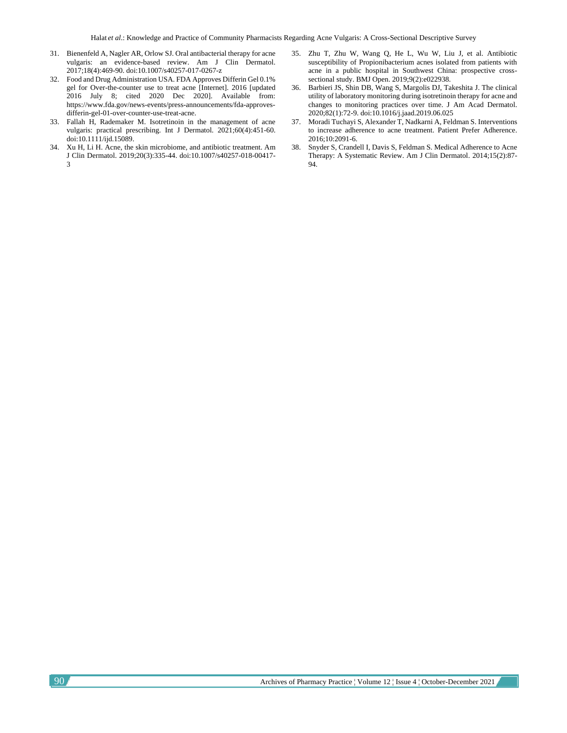31. Bienenfeld A, Nagler AR, Orlow SJ. Oral antibacterial therapy for acne vulgaris: an evidence-based review. Am J Clin Dermatol. 2017;18(4):469-90. doi:10.1007/s40257-017-0267-z
32. Food and Drug Administration USA. FDA Approves Differin Gel 0.1% gel for Over-the-counter use to treat acne [Internet]. 2016 [updated 2016 July 8; cited 2020 Dec 2020]. Available from: https://www.fda.gov/news-events/press-announcements/fda-approves-differin-gel-01-over-counter-use-treat-acne.
33. Fallah H, Rademaker M. Isotretinoin in the management of acne vulgaris: practical prescribing. Int J Dermatol. 2021;60(4):451-60. doi:10.1111/ijd.15089.
34. Xu H, Li H. Acne, the skin microbiome, and antibiotic treatment. Am J Clin Dermatol. 2019;20(3):335-44. doi:10.1007/s40257-018-00417-3
35. Zhu T, Zhu W, Wang Q, He L, Wu W, Liu J, et al. Antibiotic susceptibility of Propionibacterium acnes isolated from patients with acne in a public hospital in Southwest China: prospective cross-sectional study. BMJ Open. 2019;9(2):e022938.
36. Barbieri JS, Shin DB, Wang S, Margolis DJ, Takeshita J. The clinical utility of laboratory monitoring during isotretinoin therapy for acne and changes to monitoring practices over time. J Am Acad Dermatol. 2020;82(1):72-9. doi:10.1016/j.jaad.2019.06.025
37. Moradi Tuchayi S, Alexander T, Nadkarni A, Feldman S. Interventions to increase adherence to acne treatment. Patient Prefer Adherence. 2016;10:2091-6.
38. Snyder S, Crandell I, Davis S, Feldman S. Medical Adherence to Acne Therapy: A Systematic Review. Am J Clin Dermatol. 2014;15(2):87-94.